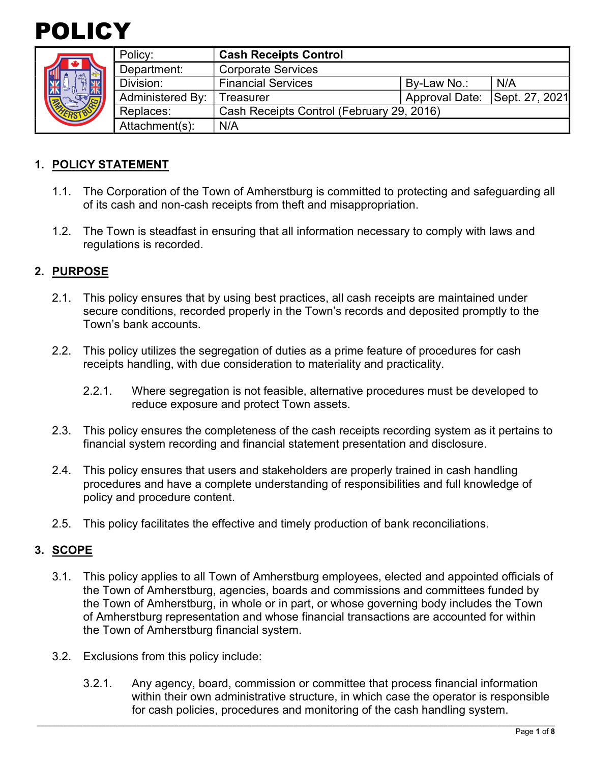# POLICY

| Policy: | **Cash Receipts Control** | | |
|---|---|---|---|
| Department: | Corporate Services | | |
| Division: | Financial Services | By-Law No.: | N/A |
| Administered By: | Treasurer | Approval Date: | Sept. 27, 2021 |
| Replaces: | Cash Receipts Control (February 29, 2016) | | |
| Attachment(s): | N/A | | |

## 1. POLICY STATEMENT

1.1. The Corporation of the Town of Amherstburg is committed to protecting and safeguarding all of its cash and non-cash receipts from theft and misappropriation.

1.2. The Town is steadfast in ensuring that all information necessary to comply with laws and regulations is recorded.

## 2. PURPOSE

2.1. This policy ensures that by using best practices, all cash receipts are maintained under secure conditions, recorded properly in the Town's records and deposited promptly to the Town's bank accounts.

2.2. This policy utilizes the segregation of duties as a prime feature of procedures for cash receipts handling, with due consideration to materiality and practicality.

2.2.1. Where segregation is not feasible, alternative procedures must be developed to reduce exposure and protect Town assets.

2.3. This policy ensures the completeness of the cash receipts recording system as it pertains to financial system recording and financial statement presentation and disclosure.

2.4. This policy ensures that users and stakeholders are properly trained in cash handling procedures and have a complete understanding of responsibilities and full knowledge of policy and procedure content.

2.5. This policy facilitates the effective and timely production of bank reconciliations.

## 3. SCOPE

3.1. This policy applies to all Town of Amherstburg employees, elected and appointed officials of the Town of Amherstburg, agencies, boards and commissions and committees funded by the Town of Amherstburg, in whole or in part, or whose governing body includes the Town of Amherstburg representation and whose financial transactions are accounted for within the Town of Amherstburg financial system.

3.2. Exclusions from this policy include:

3.2.1. Any agency, board, commission or committee that process financial information within their own administrative structure, in which case the operator is responsible for cash policies, procedures and monitoring of the cash handling system.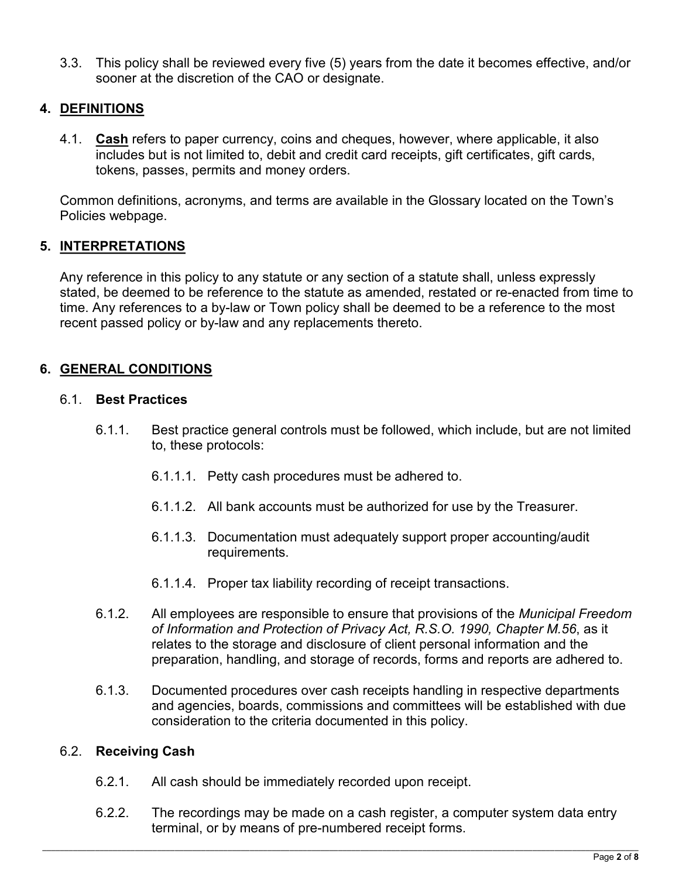3.3. This policy shall be reviewed every five (5) years from the date it becomes effective, and/or sooner at the discretion of the CAO or designate.

## 4. DEFINITIONS

4.1. **Cash** refers to paper currency, coins and cheques, however, where applicable, it also includes but is not limited to, debit and credit card receipts, gift certificates, gift cards, tokens, passes, permits and money orders.

Common definitions, acronyms, and terms are available in the Glossary located on the Town's Policies webpage.

## 5. INTERPRETATIONS

Any reference in this policy to any statute or any section of a statute shall, unless expressly stated, be deemed to be reference to the statute as amended, restated or re-enacted from time to time. Any references to a by-law or Town policy shall be deemed to be a reference to the most recent passed policy or by-law and any replacements thereto.

## 6. GENERAL CONDITIONS

### 6.1. Best Practices

6.1.1. Best practice general controls must be followed, which include, but are not limited to, these protocols:

6.1.1.1. Petty cash procedures must be adhered to.

6.1.1.2. All bank accounts must be authorized for use by the Treasurer.

6.1.1.3. Documentation must adequately support proper accounting/audit requirements.

6.1.1.4. Proper tax liability recording of receipt transactions.

6.1.2. All employees are responsible to ensure that provisions of the *Municipal Freedom of Information and Protection of Privacy Act, R.S.O. 1990, Chapter M.56*, as it relates to the storage and disclosure of client personal information and the preparation, handling, and storage of records, forms and reports are adhered to.

6.1.3. Documented procedures over cash receipts handling in respective departments and agencies, boards, commissions and committees will be established with due consideration to the criteria documented in this policy.

### 6.2. Receiving Cash

6.2.1. All cash should be immediately recorded upon receipt.

6.2.2. The recordings may be made on a cash register, a computer system data entry terminal, or by means of pre-numbered receipt forms.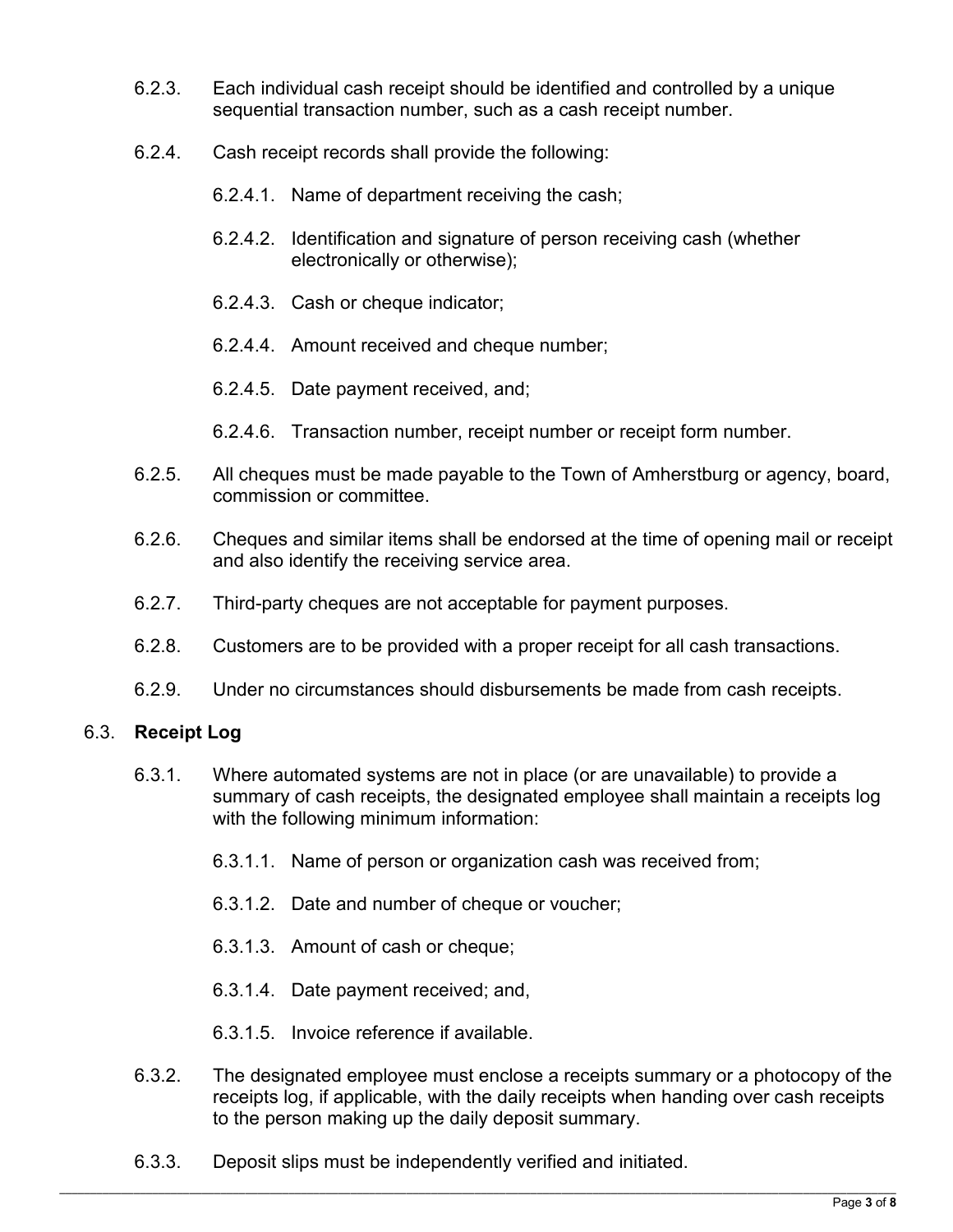6.2.3. Each individual cash receipt should be identified and controlled by a unique sequential transaction number, such as a cash receipt number.

6.2.4. Cash receipt records shall provide the following:

6.2.4.1. Name of department receiving the cash;

6.2.4.2. Identification and signature of person receiving cash (whether electronically or otherwise);

6.2.4.3. Cash or cheque indicator;

6.2.4.4. Amount received and cheque number;

6.2.4.5. Date payment received, and;

6.2.4.6. Transaction number, receipt number or receipt form number.

6.2.5. All cheques must be made payable to the Town of Amherstburg or agency, board, commission or committee.

6.2.6. Cheques and similar items shall be endorsed at the time of opening mail or receipt and also identify the receiving service area.

6.2.7. Third-party cheques are not acceptable for payment purposes.

6.2.8. Customers are to be provided with a proper receipt for all cash transactions.

6.2.9. Under no circumstances should disbursements be made from cash receipts.

## 6.3. **Receipt Log**

6.3.1. Where automated systems are not in place (or are unavailable) to provide a summary of cash receipts, the designated employee shall maintain a receipts log with the following minimum information:

6.3.1.1. Name of person or organization cash was received from;

6.3.1.2. Date and number of cheque or voucher;

6.3.1.3. Amount of cash or cheque;

6.3.1.4. Date payment received; and,

6.3.1.5. Invoice reference if available.

6.3.2. The designated employee must enclose a receipts summary or a photocopy of the receipts log, if applicable, with the daily receipts when handing over cash receipts to the person making up the daily deposit summary.

6.3.3. Deposit slips must be independently verified and initiated.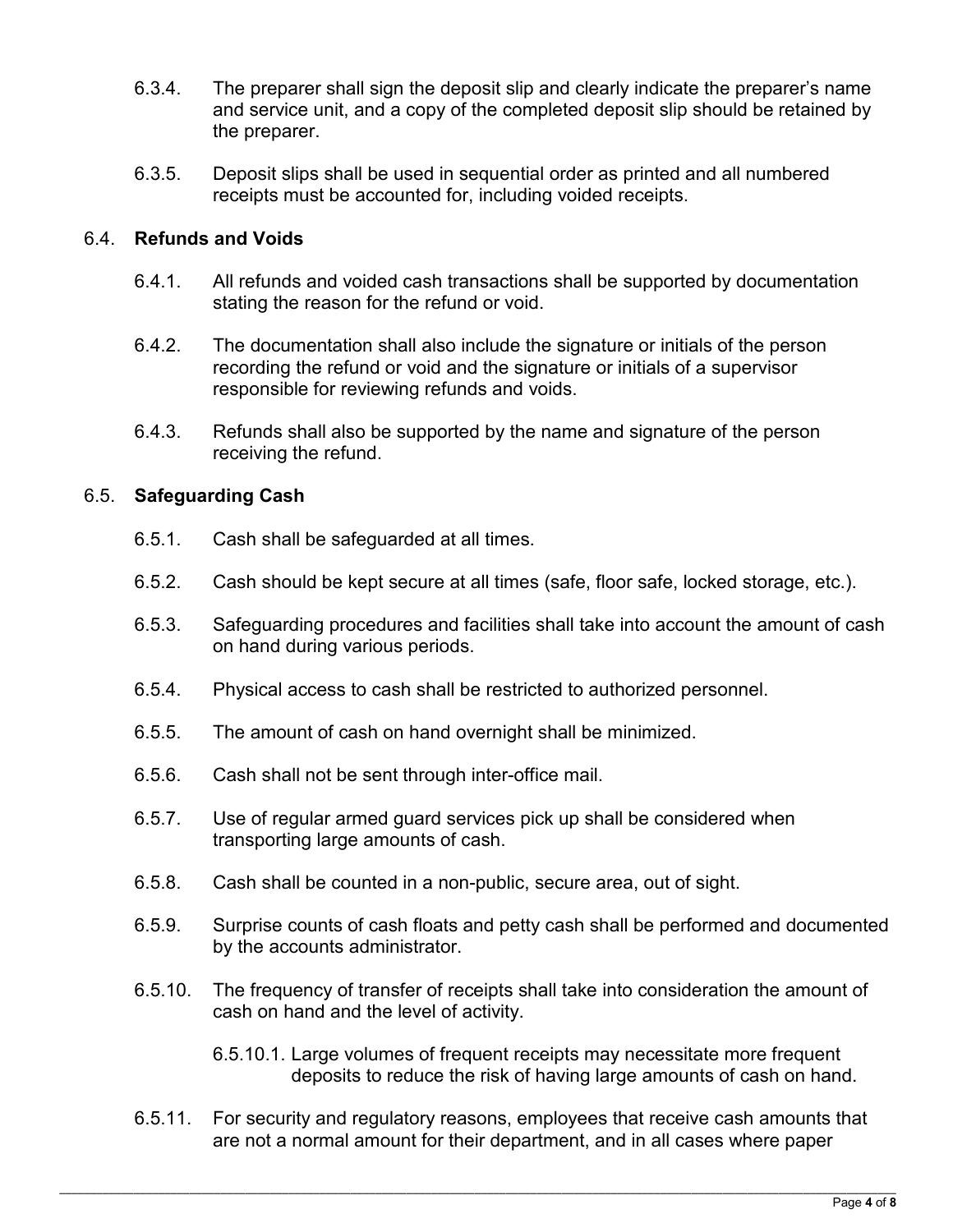6.3.4. The preparer shall sign the deposit slip and clearly indicate the preparer's name and service unit, and a copy of the completed deposit slip should be retained by the preparer.

6.3.5. Deposit slips shall be used in sequential order as printed and all numbered receipts must be accounted for, including voided receipts.

### 6.4. **Refunds and Voids**

6.4.1. All refunds and voided cash transactions shall be supported by documentation stating the reason for the refund or void.

6.4.2. The documentation shall also include the signature or initials of the person recording the refund or void and the signature or initials of a supervisor responsible for reviewing refunds and voids.

6.4.3. Refunds shall also be supported by the name and signature of the person receiving the refund.

### 6.5. **Safeguarding Cash**

6.5.1. Cash shall be safeguarded at all times.

6.5.2. Cash should be kept secure at all times (safe, floor safe, locked storage, etc.).

6.5.3. Safeguarding procedures and facilities shall take into account the amount of cash on hand during various periods.

6.5.4. Physical access to cash shall be restricted to authorized personnel.

6.5.5. The amount of cash on hand overnight shall be minimized.

6.5.6. Cash shall not be sent through inter-office mail.

6.5.7. Use of regular armed guard services pick up shall be considered when transporting large amounts of cash.

6.5.8. Cash shall be counted in a non-public, secure area, out of sight.

6.5.9. Surprise counts of cash floats and petty cash shall be performed and documented by the accounts administrator.

6.5.10. The frequency of transfer of receipts shall take into consideration the amount of cash on hand and the level of activity.

6.5.10.1. Large volumes of frequent receipts may necessitate more frequent deposits to reduce the risk of having large amounts of cash on hand.

6.5.11. For security and regulatory reasons, employees that receive cash amounts that are not a normal amount for their department, and in all cases where paper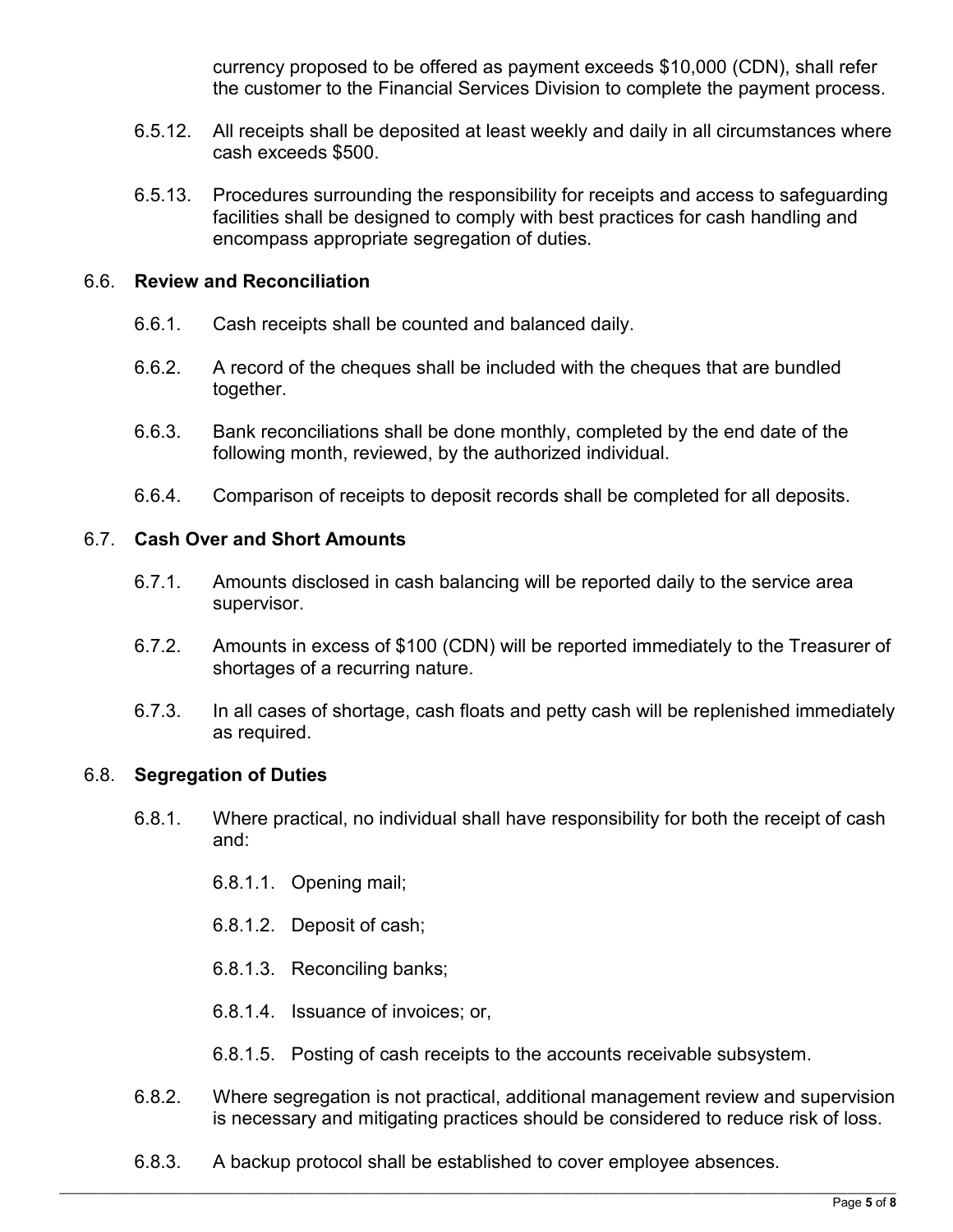currency proposed to be offered as payment exceeds $10,000 (CDN), shall refer the customer to the Financial Services Division to complete the payment process.

6.5.12. All receipts shall be deposited at least weekly and daily in all circumstances where cash exceeds $500.

6.5.13. Procedures surrounding the responsibility for receipts and access to safeguarding facilities shall be designed to comply with best practices for cash handling and encompass appropriate segregation of duties.

6.6. **Review and Reconciliation**

6.6.1. Cash receipts shall be counted and balanced daily.

6.6.2. A record of the cheques shall be included with the cheques that are bundled together.

6.6.3. Bank reconciliations shall be done monthly, completed by the end date of the following month, reviewed, by the authorized individual.

6.6.4. Comparison of receipts to deposit records shall be completed for all deposits.

6.7. **Cash Over and Short Amounts**

6.7.1. Amounts disclosed in cash balancing will be reported daily to the service area supervisor.

6.7.2. Amounts in excess of $100 (CDN) will be reported immediately to the Treasurer of shortages of a recurring nature.

6.7.3. In all cases of shortage, cash floats and petty cash will be replenished immediately as required.

6.8. **Segregation of Duties**

6.8.1. Where practical, no individual shall have responsibility for both the receipt of cash and:

6.8.1.1. Opening mail;

6.8.1.2. Deposit of cash;

6.8.1.3. Reconciling banks;

6.8.1.4. Issuance of invoices; or,

6.8.1.5. Posting of cash receipts to the accounts receivable subsystem.

6.8.2. Where segregation is not practical, additional management review and supervision is necessary and mitigating practices should be considered to reduce risk of loss.

6.8.3. A backup protocol shall be established to cover employee absences.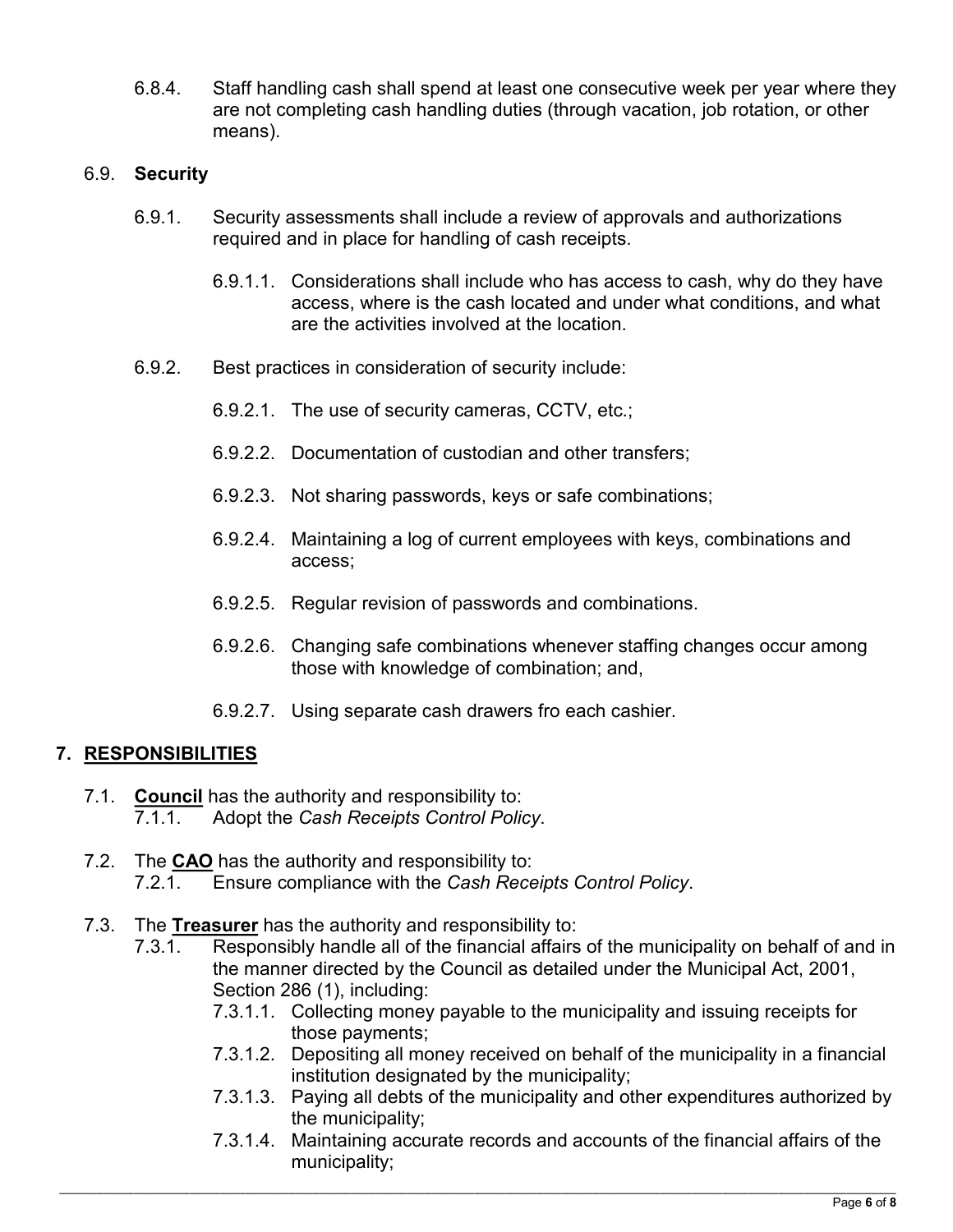6.8.4. Staff handling cash shall spend at least one consecutive week per year where they are not completing cash handling duties (through vacation, job rotation, or other means).

6.9. **Security**

6.9.1. Security assessments shall include a review of approvals and authorizations required and in place for handling of cash receipts.

6.9.1.1. Considerations shall include who has access to cash, why do they have access, where is the cash located and under what conditions, and what are the activities involved at the location.

6.9.2. Best practices in consideration of security include:

6.9.2.1. The use of security cameras, CCTV, etc.;

6.9.2.2. Documentation of custodian and other transfers;

6.9.2.3. Not sharing passwords, keys or safe combinations;

6.9.2.4. Maintaining a log of current employees with keys, combinations and access;

6.9.2.5. Regular revision of passwords and combinations.

6.9.2.6. Changing safe combinations whenever staffing changes occur among those with knowledge of combination; and,

6.9.2.7. Using separate cash drawers fro each cashier.

## 7. RESPONSIBILITIES

7.1. **Council** has the authority and responsibility to:

7.1.1. Adopt the *Cash Receipts Control Policy*.

7.2. The **CAO** has the authority and responsibility to:

7.2.1. Ensure compliance with the *Cash Receipts Control Policy*.

7.3. The **Treasurer** has the authority and responsibility to:

7.3.1. Responsibly handle all of the financial affairs of the municipality on behalf of and in the manner directed by the Council as detailed under the Municipal Act, 2001, Section 286 (1), including:

7.3.1.1. Collecting money payable to the municipality and issuing receipts for those payments;

7.3.1.2. Depositing all money received on behalf of the municipality in a financial institution designated by the municipality;

7.3.1.3. Paying all debts of the municipality and other expenditures authorized by the municipality;

7.3.1.4. Maintaining accurate records and accounts of the financial affairs of the municipality;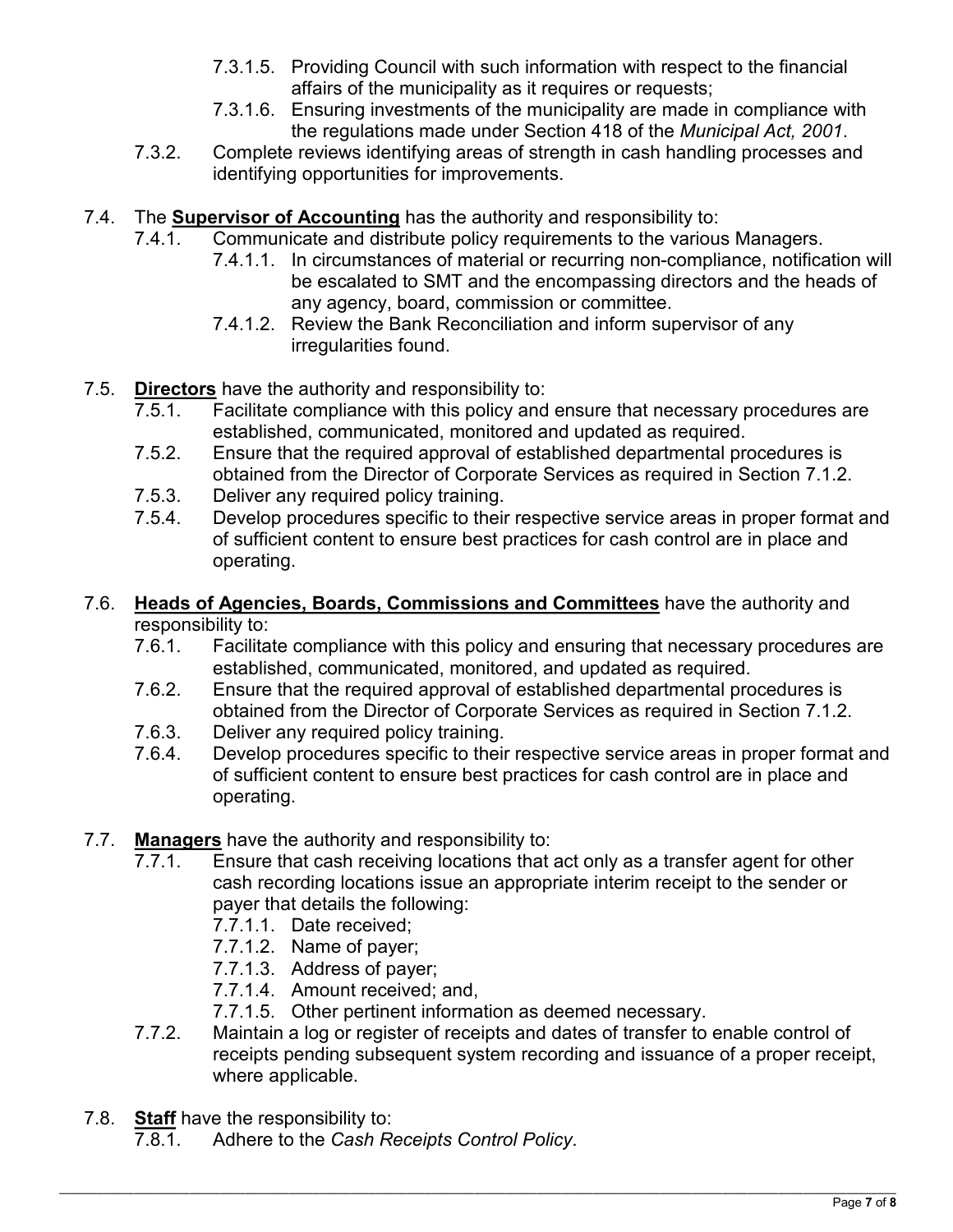- 7.3.1.5. Providing Council with such information with respect to the financial affairs of the municipality as it requires or requests;
- 7.3.1.6. Ensuring investments of the municipality are made in compliance with the regulations made under Section 418 of the *Municipal Act, 2001*.

7.3.2. Complete reviews identifying areas of strength in cash handling processes and identifying opportunities for improvements.

7.4. The **Supervisor of Accounting** has the authority and responsibility to:

7.4.1. Communicate and distribute policy requirements to the various Managers.

- 7.4.1.1. In circumstances of material or recurring non-compliance, notification will be escalated to SMT and the encompassing directors and the heads of any agency, board, commission or committee.
- 7.4.1.2. Review the Bank Reconciliation and inform supervisor of any irregularities found.

7.5. **Directors** have the authority and responsibility to:

7.5.1. Facilitate compliance with this policy and ensure that necessary procedures are established, communicated, monitored and updated as required.

7.5.2. Ensure that the required approval of established departmental procedures is obtained from the Director of Corporate Services as required in Section 7.1.2.

7.5.3. Deliver any required policy training.

7.5.4. Develop procedures specific to their respective service areas in proper format and of sufficient content to ensure best practices for cash control are in place and operating.

7.6. **Heads of Agencies, Boards, Commissions and Committees** have the authority and responsibility to:

7.6.1. Facilitate compliance with this policy and ensuring that necessary procedures are established, communicated, monitored, and updated as required.

7.6.2. Ensure that the required approval of established departmental procedures is obtained from the Director of Corporate Services as required in Section 7.1.2.

7.6.3. Deliver any required policy training.

7.6.4. Develop procedures specific to their respective service areas in proper format and of sufficient content to ensure best practices for cash control are in place and operating.

7.7. **Managers** have the authority and responsibility to:

7.7.1. Ensure that cash receiving locations that act only as a transfer agent for other cash recording locations issue an appropriate interim receipt to the sender or payer that details the following:

- 7.7.1.1. Date received;
- 7.7.1.2. Name of payer;
- 7.7.1.3. Address of payer;
- 7.7.1.4. Amount received; and,
- 7.7.1.5. Other pertinent information as deemed necessary.

7.7.2. Maintain a log or register of receipts and dates of transfer to enable control of receipts pending subsequent system recording and issuance of a proper receipt, where applicable.

7.8. **Staff** have the responsibility to:

7.8.1. Adhere to the *Cash Receipts Control Policy*.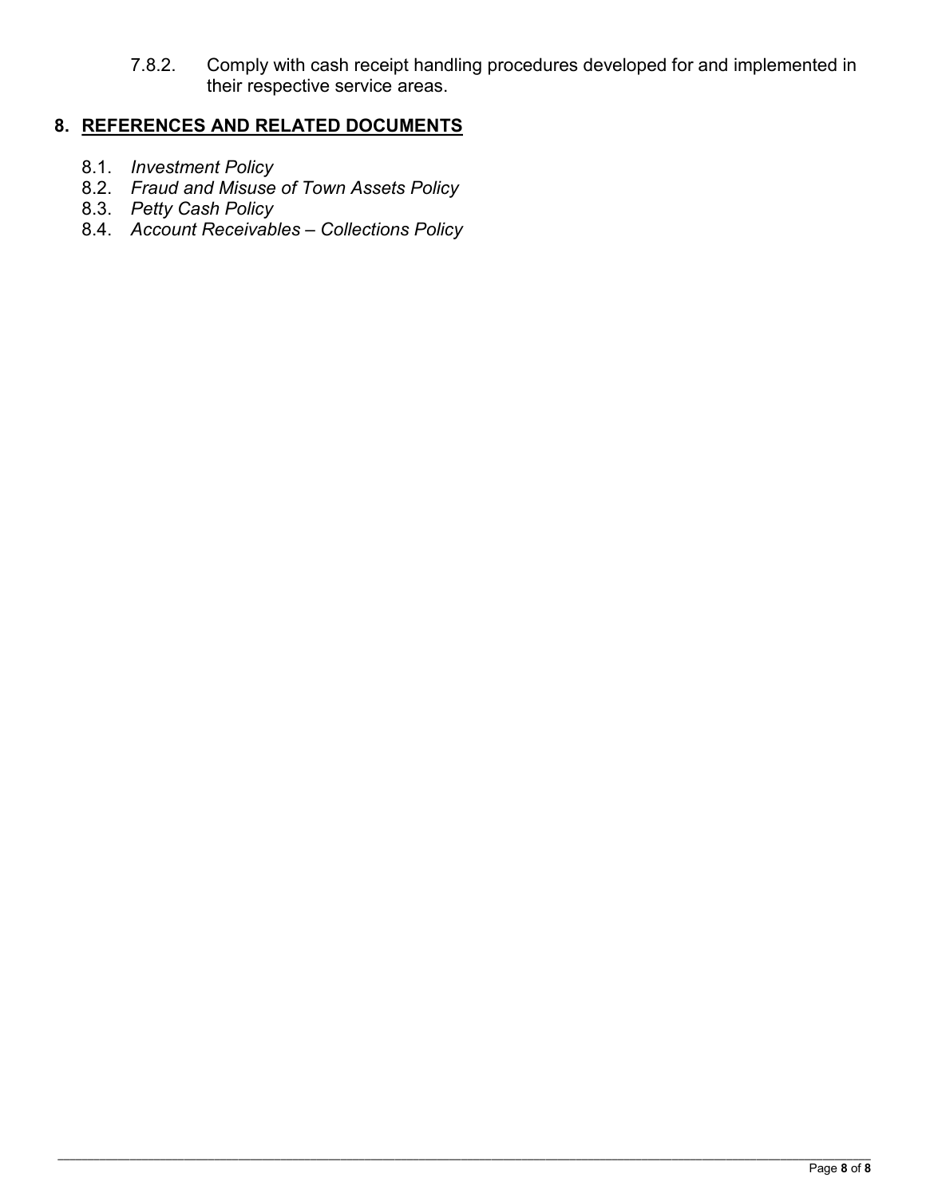7.8.2. Comply with cash receipt handling procedures developed for and implemented in their respective service areas.

## 8. REFERENCES AND RELATED DOCUMENTS

8.1. *Investment Policy*
8.2. *Fraud and Misuse of Town Assets Policy*
8.3. *Petty Cash Policy*
8.4. *Account Receivables – Collections Policy*